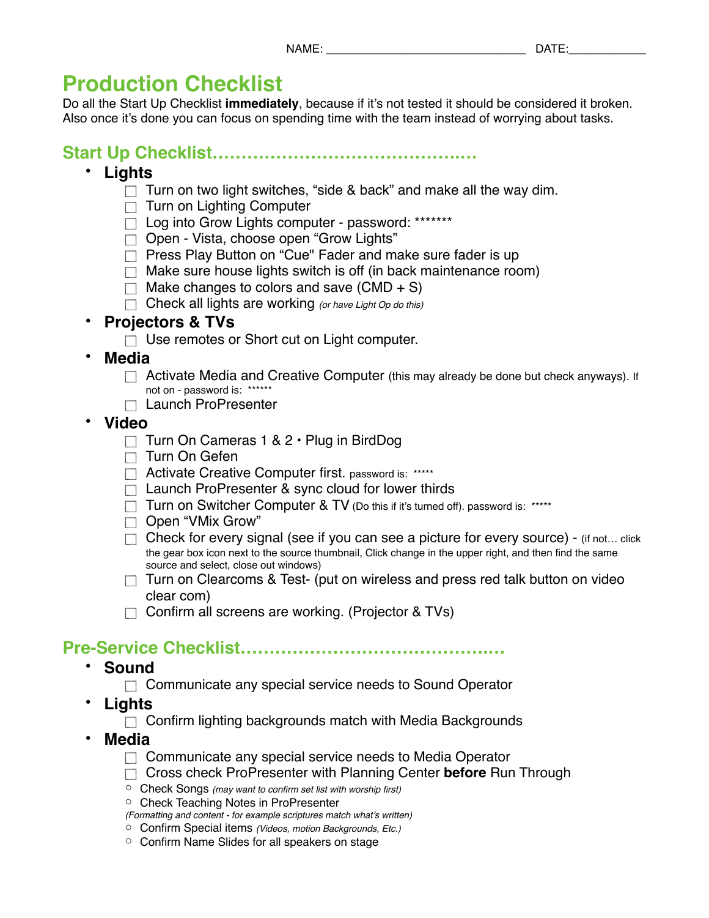NAME: ______________________________ DATE:___________

# Production Checklist

Do all the Start Up Checklist **immediately**, because if it's not tested it should be considered it broken. Also once it's done you can focus on spending time with the team instead of worrying about tasks.

## Start Up Checklist……………………………………….

- **Lights**
  - ☐ Turn on two light switches, "side & back" and make all the way dim.
  - ☐ Turn on Lighting Computer
  - ☐ Log into Grow Lights computer - password: *******
  - ☐ Open - Vista, choose open "Grow Lights"
  - ☐ Press Play Button on "Cue" Fader and make sure fader is up
  - ☐ Make sure house lights switch is off (in back maintenance room)
  - ☐ Make changes to colors and save (CMD + S)
  - ☐ Check all lights are working *(or have Light Op do this)*
- **Projectors & TVs**
  - ☐ Use remotes or Short cut on Light computer.
- **Media**
  - ☐ Activate Media and Creative Computer (this may already be done but check anyways). If not on - password is: ******
  - ☐ Launch ProPresenter
- **Video**
  - ☐ Turn On Cameras 1 & 2 • Plug in BirdDog
  - ☐ Turn On Gefen
  - ☐ Activate Creative Computer first. password is: *****
  - ☐ Launch ProPresenter & sync cloud for lower thirds
  - ☐ Turn on Switcher Computer & TV (Do this if it's turned off). password is: *****
  - ☐ Open "VMix Grow"
  - ☐ Check for every signal (see if you can see a picture for every source) - (if not… click the gear box icon next to the source thumbnail, Click change in the upper right, and then find the same source and select, close out windows)
  - ☐ Turn on Clearcoms & Test- (put on wireless and press red talk button on video clear com)
  - ☐ Confirm all screens are working. (Projector & TVs)

## Pre-Service Checklist……………………………………….

- **Sound**
  - ☐ Communicate any special service needs to Sound Operator
- **Lights**
  - ☐ Confirm lighting backgrounds match with Media Backgrounds
- **Media**
  - ☐ Communicate any special service needs to Media Operator
  - ☐ Cross check ProPresenter with Planning Center **before** Run Through
    - Check Songs *(may want to confirm set list with worship first)*
    - Check Teaching Notes in ProPresenter

      *(Formatting and content - for example scriptures match what's written)*
    - Confirm Special items *(Videos, motion Backgrounds, Etc.)*
    - Confirm Name Slides for all speakers on stage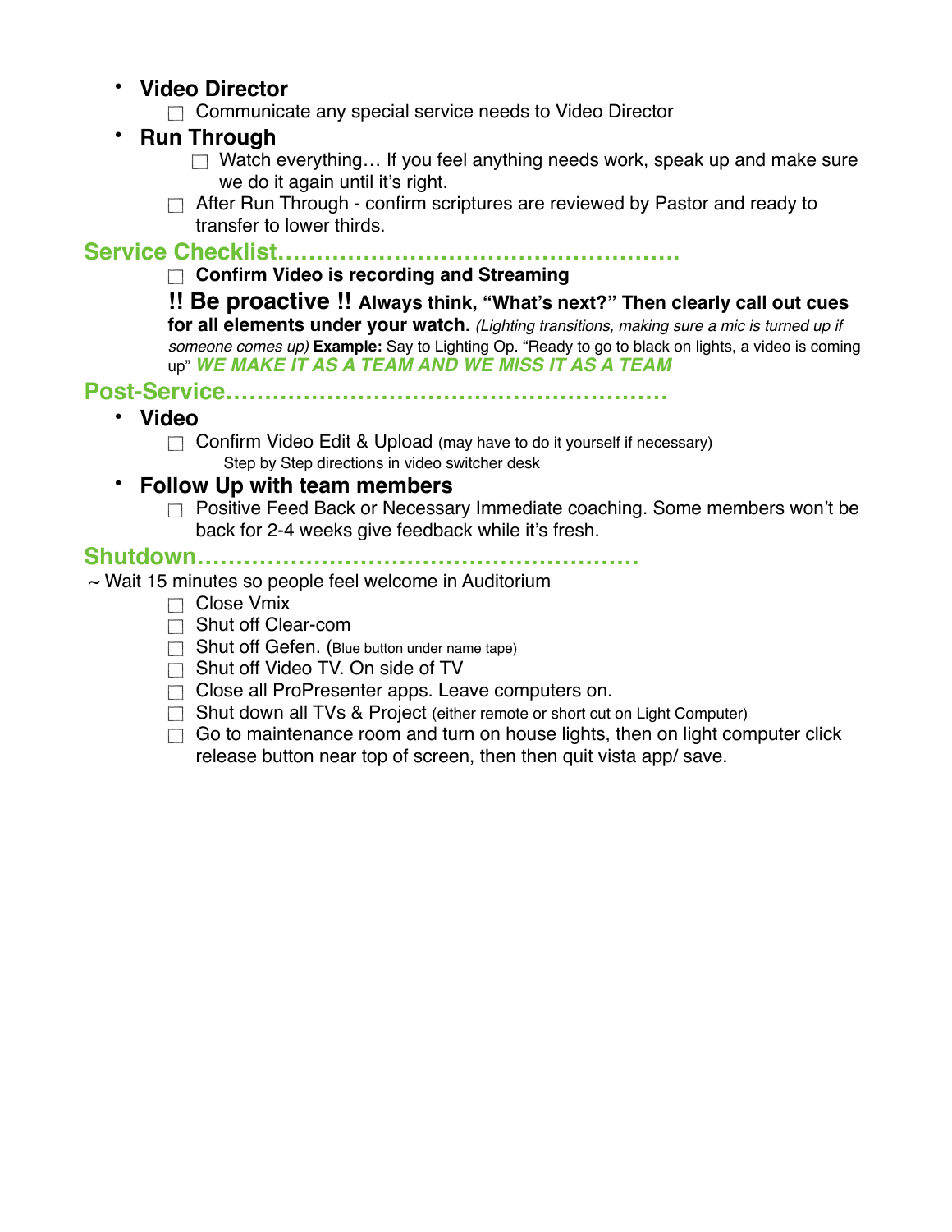- **Video Director**
  - ☐ Communicate any special service needs to Video Director
- **Run Through**
  - ☐ Watch everything… If you feel anything needs work, speak up and make sure we do it again until it's right.
  - ☐ After Run Through - confirm scriptures are reviewed by Pastor and ready to transfer to lower thirds.

## Service Checklist……………………………………………….

- ☐ **Confirm Video is recording and Streaming**

**!! Be proactive !! Always think, "What's next?" Then clearly call out cues for all elements under your watch.** *(Lighting transitions, making sure a mic is turned up if someone comes up)* **Example:** Say to Lighting Op. "Ready to go to black on lights, a video is coming up" ***WE MAKE IT AS A TEAM AND WE MISS IT AS A TEAM***

## Post-Service…………………………………………………

- **Video**
  - ☐ Confirm Video Edit & Upload (may have to do it yourself if necessary)
    Step by Step directions in video switcher desk
- **Follow Up with team members**
  - ☐ Positive Feed Back or Necessary Immediate coaching. Some members won't be back for 2-4 weeks give feedback while it's fresh.

## Shutdown…………………………………………………

~ Wait 15 minutes so people feel welcome in Auditorium

- ☐ Close Vmix
- ☐ Shut off Clear-com
- ☐ Shut off Gefen. (Blue button under name tape)
- ☐ Shut off Video TV. On side of TV
- ☐ Close all ProPresenter apps. Leave computers on.
- ☐ Shut down all TVs & Project (either remote or short cut on Light Computer)
- ☐ Go to maintenance room and turn on house lights, then on light computer click release button near top of screen, then then quit vista app/ save.